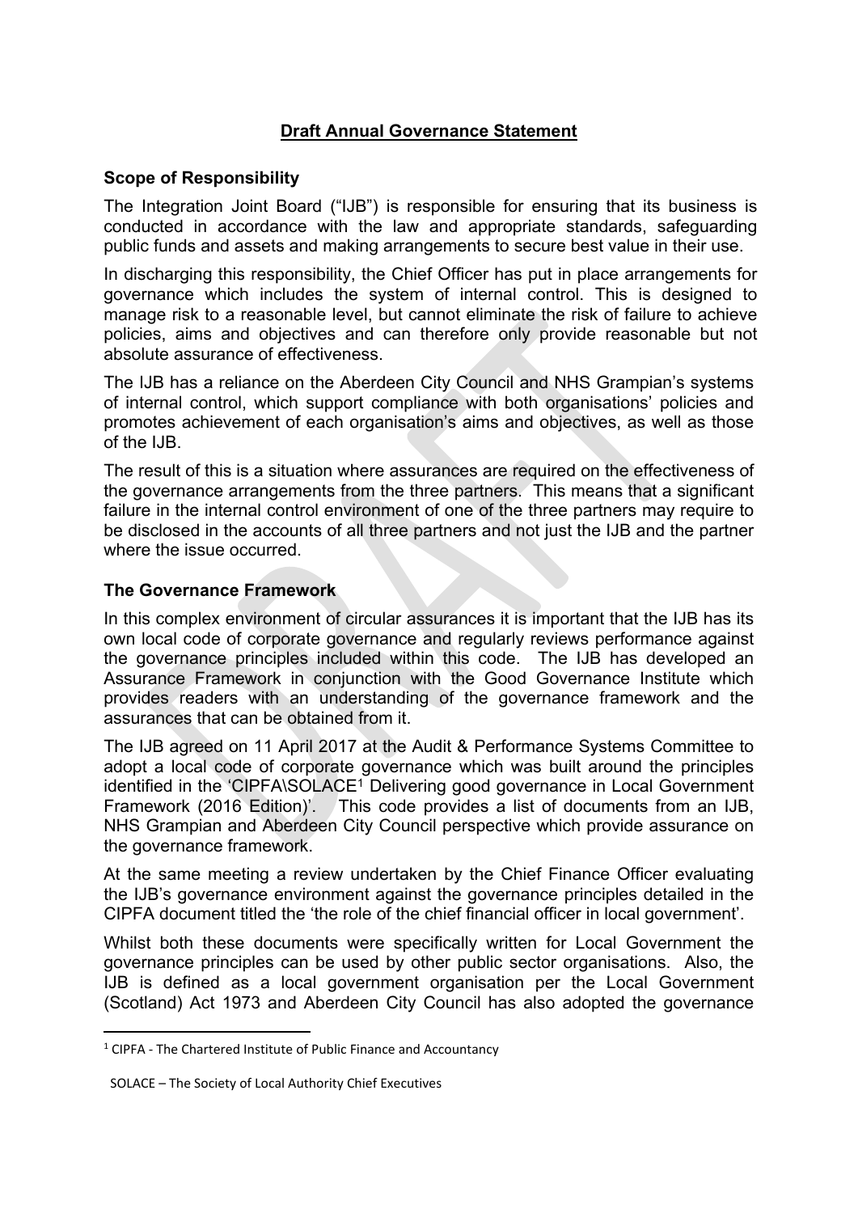# Draft Annual Governance Statement

## Scope of Responsibility

The Integration Joint Board ("IJB") is responsible for ensuring that its business is conducted in accordance with the law and appropriate standards, safeguarding public funds and assets and making arrangements to secure best value in their use.

In discharging this responsibility, the Chief Officer has put in place arrangements for governance which includes the system of internal control. This is designed to manage risk to a reasonable level, but cannot eliminate the risk of failure to achieve policies, aims and objectives and can therefore only provide reasonable but not absolute assurance of effectiveness.

The IJB has a reliance on the Aberdeen City Council and NHS Grampian's systems of internal control, which support compliance with both organisations' policies and promotes achievement of each organisation's aims and objectives, as well as those of the IJB.

The result of this is a situation where assurances are required on the effectiveness of the governance arrangements from the three partners. This means that a significant failure in the internal control environment of one of the three partners may require to be disclosed in the accounts of all three partners and not just the IJB and the partner where the issue occurred.

## The Governance Framework

In this complex environment of circular assurances it is important that the IJB has its own local code of corporate governance and regularly reviews performance against the governance principles included within this code. The IJB has developed an Assurance Framework in conjunction with the Good Governance Institute which provides readers with an understanding of the governance framework and the assurances that can be obtained from it.

The IJB agreed on 11 April 2017 at the Audit & Performance Systems Committee to adopt a local code of corporate governance which was built around the principles identified in the 'CIPFA\SOLACE[1] Delivering good governance in Local Government Framework (2016 Edition)'. This code provides a list of documents from an IJB, NHS Grampian and Aberdeen City Council perspective which provide assurance on the governance framework.

At the same meeting a review undertaken by the Chief Finance Officer evaluating the IJB's governance environment against the governance principles detailed in the CIPFA document titled the 'the role of the chief financial officer in local government'.

Whilst both these documents were specifically written for Local Government the governance principles can be used by other public sector organisations. Also, the IJB is defined as a local government organisation per the Local Government (Scotland) Act 1973 and Aberdeen City Council has also adopted the governance

---

[1] CIPFA - The Chartered Institute of Public Finance and Accountancy

SOLACE – The Society of Local Authority Chief Executives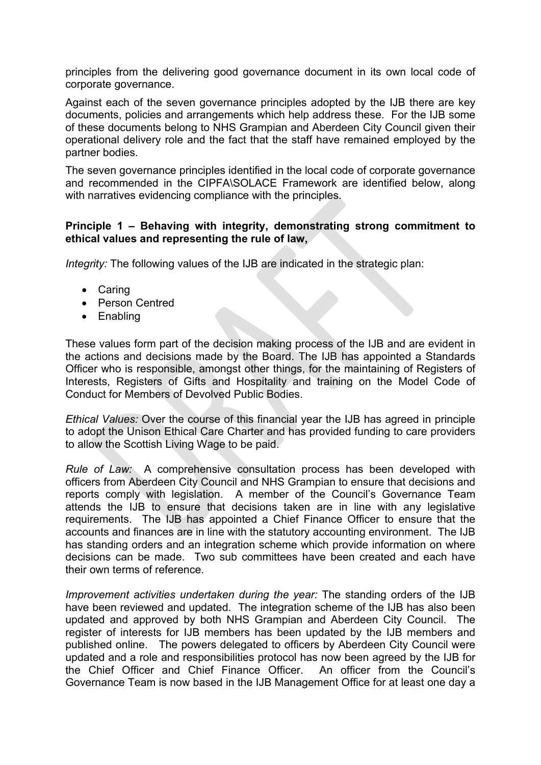principles from the delivering good governance document in its own local code of corporate governance.

Against each of the seven governance principles adopted by the IJB there are key documents, policies and arrangements which help address these. For the IJB some of these documents belong to NHS Grampian and Aberdeen City Council given their operational delivery role and the fact that the staff have remained employed by the partner bodies.

The seven governance principles identified in the local code of corporate governance and recommended in the CIPFA\SOLACE Framework are identified below, along with narratives evidencing compliance with the principles.

**Principle 1 – Behaving with integrity, demonstrating strong commitment to ethical values and representing the rule of law,**

*Integrity:* The following values of the IJB are indicated in the strategic plan:

- Caring
- Person Centred
- Enabling

These values form part of the decision making process of the IJB and are evident in the actions and decisions made by the Board. The IJB has appointed a Standards Officer who is responsible, amongst other things, for the maintaining of Registers of Interests, Registers of Gifts and Hospitality and training on the Model Code of Conduct for Members of Devolved Public Bodies.

*Ethical Values:* Over the course of this financial year the IJB has agreed in principle to adopt the Unison Ethical Care Charter and has provided funding to care providers to allow the Scottish Living Wage to be paid.

*Rule of Law:* A comprehensive consultation process has been developed with officers from Aberdeen City Council and NHS Grampian to ensure that decisions and reports comply with legislation. A member of the Council's Governance Team attends the IJB to ensure that decisions taken are in line with any legislative requirements. The IJB has appointed a Chief Finance Officer to ensure that the accounts and finances are in line with the statutory accounting environment. The IJB has standing orders and an integration scheme which provide information on where decisions can be made. Two sub committees have been created and each have their own terms of reference.

*Improvement activities undertaken during the year:* The standing orders of the IJB have been reviewed and updated. The integration scheme of the IJB has also been updated and approved by both NHS Grampian and Aberdeen City Council. The register of interests for IJB members has been updated by the IJB members and published online. The powers delegated to officers by Aberdeen City Council were updated and a role and responsibilities protocol has now been agreed by the IJB for the Chief Officer and Chief Finance Officer. An officer from the Council's Governance Team is now based in the IJB Management Office for at least one day a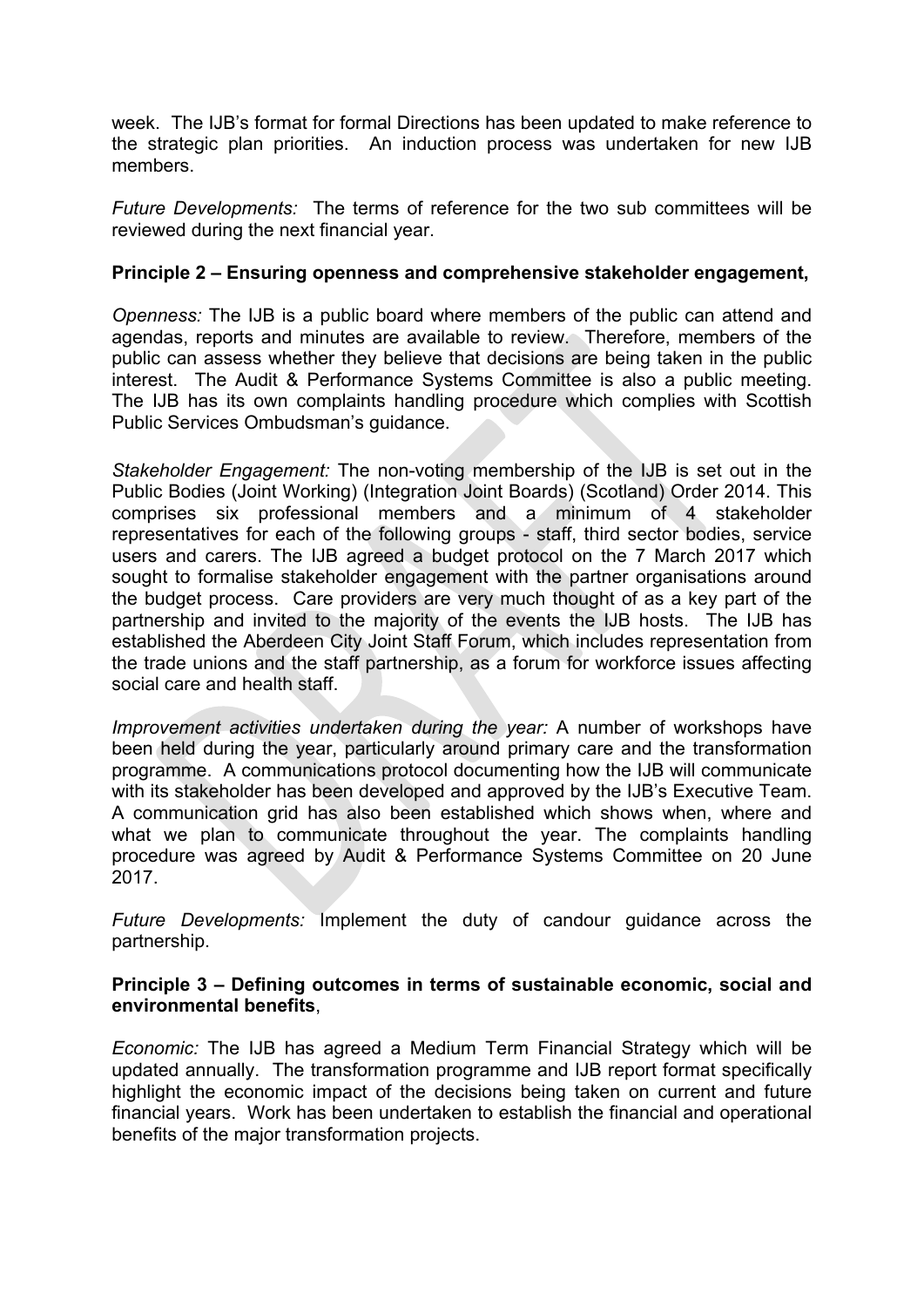week. The IJB's format for formal Directions has been updated to make reference to the strategic plan priorities. An induction process was undertaken for new IJB members.

*Future Developments:* The terms of reference for the two sub committees will be reviewed during the next financial year.

**Principle 2 – Ensuring openness and comprehensive stakeholder engagement,**

*Openness:* The IJB is a public board where members of the public can attend and agendas, reports and minutes are available to review. Therefore, members of the public can assess whether they believe that decisions are being taken in the public interest. The Audit & Performance Systems Committee is also a public meeting. The IJB has its own complaints handling procedure which complies with Scottish Public Services Ombudsman's guidance.

*Stakeholder Engagement:* The non-voting membership of the IJB is set out in the Public Bodies (Joint Working) (Integration Joint Boards) (Scotland) Order 2014. This comprises six professional members and a minimum of 4 stakeholder representatives for each of the following groups - staff, third sector bodies, service users and carers. The IJB agreed a budget protocol on the 7 March 2017 which sought to formalise stakeholder engagement with the partner organisations around the budget process. Care providers are very much thought of as a key part of the partnership and invited to the majority of the events the IJB hosts. The IJB has established the Aberdeen City Joint Staff Forum, which includes representation from the trade unions and the staff partnership, as a forum for workforce issues affecting social care and health staff.

*Improvement activities undertaken during the year:* A number of workshops have been held during the year, particularly around primary care and the transformation programme. A communications protocol documenting how the IJB will communicate with its stakeholder has been developed and approved by the IJB's Executive Team. A communication grid has also been established which shows when, where and what we plan to communicate throughout the year. The complaints handling procedure was agreed by Audit & Performance Systems Committee on 20 June 2017.

*Future Developments:* Implement the duty of candour guidance across the partnership.

**Principle 3 – Defining outcomes in terms of sustainable economic, social and environmental benefits**,

*Economic:* The IJB has agreed a Medium Term Financial Strategy which will be updated annually. The transformation programme and IJB report format specifically highlight the economic impact of the decisions being taken on current and future financial years. Work has been undertaken to establish the financial and operational benefits of the major transformation projects.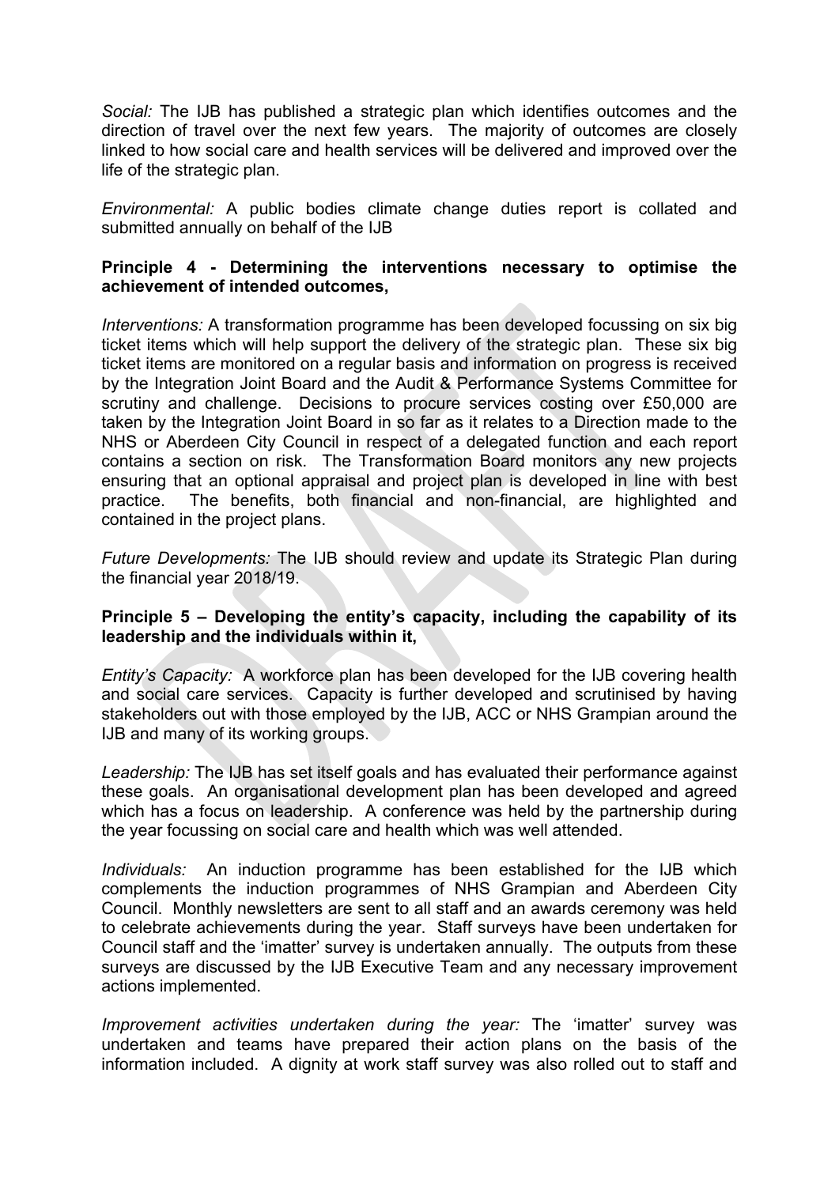*Social:* The IJB has published a strategic plan which identifies outcomes and the direction of travel over the next few years. The majority of outcomes are closely linked to how social care and health services will be delivered and improved over the life of the strategic plan.

*Environmental:* A public bodies climate change duties report is collated and submitted annually on behalf of the IJB

**Principle 4 - Determining the interventions necessary to optimise the achievement of intended outcomes,**

*Interventions:* A transformation programme has been developed focussing on six big ticket items which will help support the delivery of the strategic plan. These six big ticket items are monitored on a regular basis and information on progress is received by the Integration Joint Board and the Audit & Performance Systems Committee for scrutiny and challenge. Decisions to procure services costing over £50,000 are taken by the Integration Joint Board in so far as it relates to a Direction made to the NHS or Aberdeen City Council in respect of a delegated function and each report contains a section on risk. The Transformation Board monitors any new projects ensuring that an optional appraisal and project plan is developed in line with best practice. The benefits, both financial and non-financial, are highlighted and contained in the project plans.

*Future Developments:* The IJB should review and update its Strategic Plan during the financial year 2018/19.

**Principle 5 – Developing the entity's capacity, including the capability of its leadership and the individuals within it,**

*Entity's Capacity:* A workforce plan has been developed for the IJB covering health and social care services. Capacity is further developed and scrutinised by having stakeholders out with those employed by the IJB, ACC or NHS Grampian around the IJB and many of its working groups.

*Leadership:* The IJB has set itself goals and has evaluated their performance against these goals. An organisational development plan has been developed and agreed which has a focus on leadership. A conference was held by the partnership during the year focussing on social care and health which was well attended.

*Individuals:* An induction programme has been established for the IJB which complements the induction programmes of NHS Grampian and Aberdeen City Council. Monthly newsletters are sent to all staff and an awards ceremony was held to celebrate achievements during the year. Staff surveys have been undertaken for Council staff and the 'imatter' survey is undertaken annually. The outputs from these surveys are discussed by the IJB Executive Team and any necessary improvement actions implemented.

*Improvement activities undertaken during the year:* The 'imatter' survey was undertaken and teams have prepared their action plans on the basis of the information included. A dignity at work staff survey was also rolled out to staff and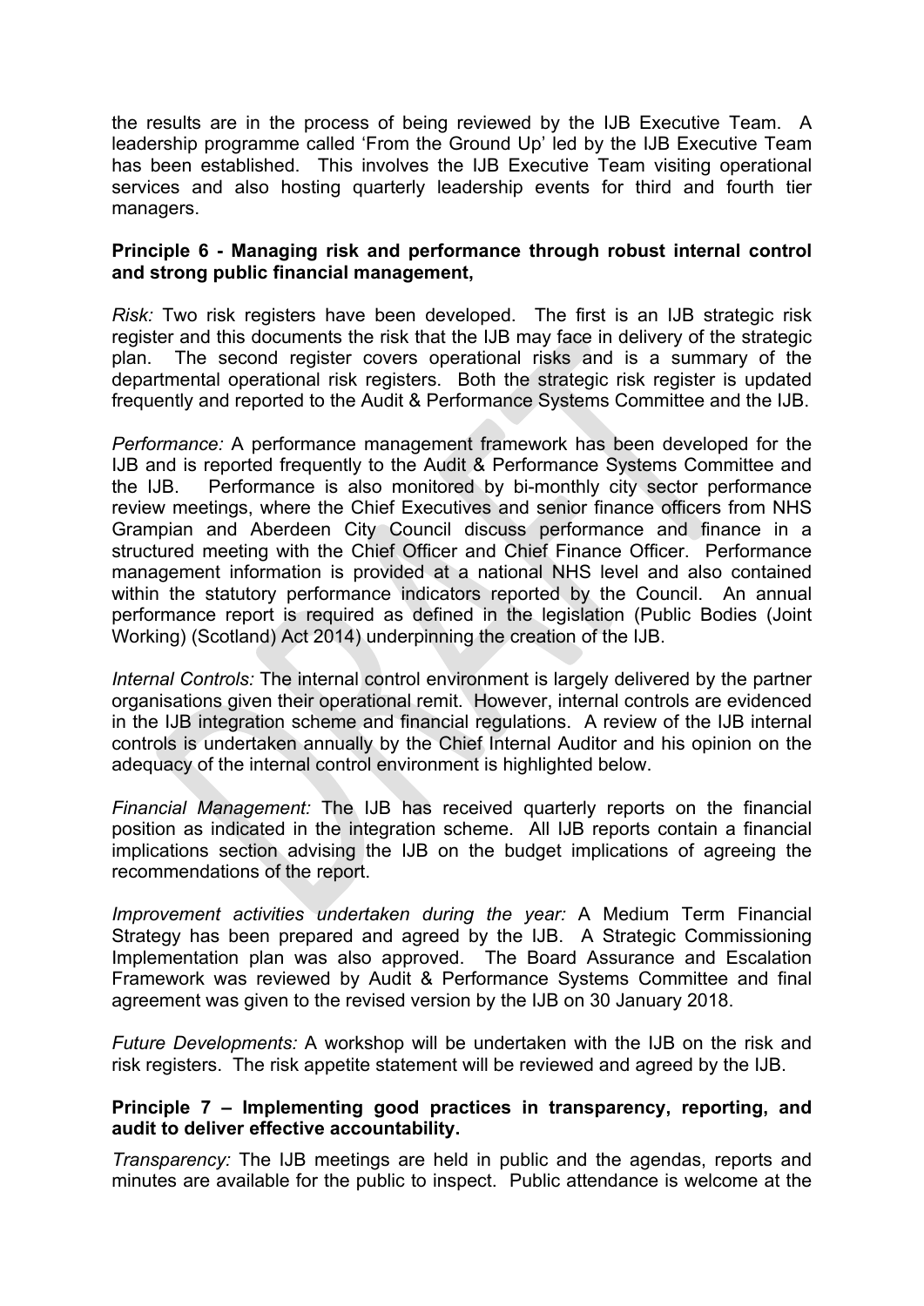the results are in the process of being reviewed by the IJB Executive Team. A leadership programme called 'From the Ground Up' led by the IJB Executive Team has been established. This involves the IJB Executive Team visiting operational services and also hosting quarterly leadership events for third and fourth tier managers.

**Principle 6 - Managing risk and performance through robust internal control and strong public financial management,**

*Risk:* Two risk registers have been developed. The first is an IJB strategic risk register and this documents the risk that the IJB may face in delivery of the strategic plan. The second register covers operational risks and is a summary of the departmental operational risk registers. Both the strategic risk register is updated frequently and reported to the Audit & Performance Systems Committee and the IJB.

*Performance:* A performance management framework has been developed for the IJB and is reported frequently to the Audit & Performance Systems Committee and the IJB. Performance is also monitored by bi-monthly city sector performance review meetings, where the Chief Executives and senior finance officers from NHS Grampian and Aberdeen City Council discuss performance and finance in a structured meeting with the Chief Officer and Chief Finance Officer. Performance management information is provided at a national NHS level and also contained within the statutory performance indicators reported by the Council. An annual performance report is required as defined in the legislation (Public Bodies (Joint Working) (Scotland) Act 2014) underpinning the creation of the IJB.

*Internal Controls:* The internal control environment is largely delivered by the partner organisations given their operational remit. However, internal controls are evidenced in the IJB integration scheme and financial regulations. A review of the IJB internal controls is undertaken annually by the Chief Internal Auditor and his opinion on the adequacy of the internal control environment is highlighted below.

*Financial Management:* The IJB has received quarterly reports on the financial position as indicated in the integration scheme. All IJB reports contain a financial implications section advising the IJB on the budget implications of agreeing the recommendations of the report.

*Improvement activities undertaken during the year:* A Medium Term Financial Strategy has been prepared and agreed by the IJB. A Strategic Commissioning Implementation plan was also approved. The Board Assurance and Escalation Framework was reviewed by Audit & Performance Systems Committee and final agreement was given to the revised version by the IJB on 30 January 2018.

*Future Developments:* A workshop will be undertaken with the IJB on the risk and risk registers. The risk appetite statement will be reviewed and agreed by the IJB.

**Principle 7 – Implementing good practices in transparency, reporting, and audit to deliver effective accountability.**

*Transparency:* The IJB meetings are held in public and the agendas, reports and minutes are available for the public to inspect. Public attendance is welcome at the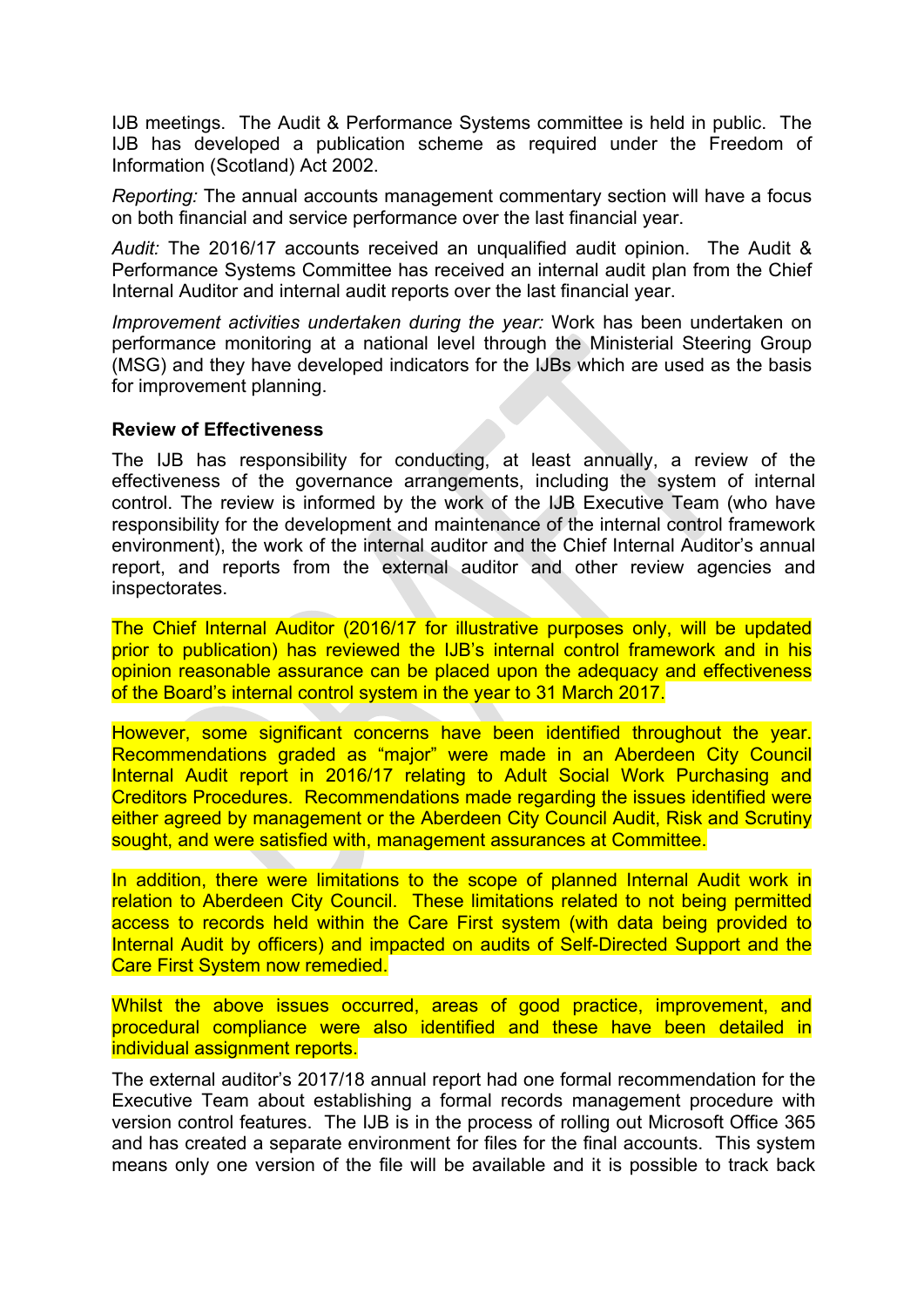IJB meetings. The Audit & Performance Systems committee is held in public. The IJB has developed a publication scheme as required under the Freedom of Information (Scotland) Act 2002.

*Reporting:* The annual accounts management commentary section will have a focus on both financial and service performance over the last financial year.

*Audit:* The 2016/17 accounts received an unqualified audit opinion. The Audit & Performance Systems Committee has received an internal audit plan from the Chief Internal Auditor and internal audit reports over the last financial year.

*Improvement activities undertaken during the year:* Work has been undertaken on performance monitoring at a national level through the Ministerial Steering Group (MSG) and they have developed indicators for the IJBs which are used as the basis for improvement planning.

**Review of Effectiveness**

The IJB has responsibility for conducting, at least annually, a review of the effectiveness of the governance arrangements, including the system of internal control. The review is informed by the work of the IJB Executive Team (who have responsibility for the development and maintenance of the internal control framework environment), the work of the internal auditor and the Chief Internal Auditor's annual report, and reports from the external auditor and other review agencies and inspectorates.

The Chief Internal Auditor (2016/17 for illustrative purposes only, will be updated prior to publication) has reviewed the IJB's internal control framework and in his opinion reasonable assurance can be placed upon the adequacy and effectiveness of the Board's internal control system in the year to 31 March 2017.

However, some significant concerns have been identified throughout the year. Recommendations graded as "major" were made in an Aberdeen City Council Internal Audit report in 2016/17 relating to Adult Social Work Purchasing and Creditors Procedures. Recommendations made regarding the issues identified were either agreed by management or the Aberdeen City Council Audit, Risk and Scrutiny sought, and were satisfied with, management assurances at Committee.

In addition, there were limitations to the scope of planned Internal Audit work in relation to Aberdeen City Council. These limitations related to not being permitted access to records held within the Care First system (with data being provided to Internal Audit by officers) and impacted on audits of Self-Directed Support and the Care First System now remedied.

Whilst the above issues occurred, areas of good practice, improvement, and procedural compliance were also identified and these have been detailed in individual assignment reports.

The external auditor's 2017/18 annual report had one formal recommendation for the Executive Team about establishing a formal records management procedure with version control features. The IJB is in the process of rolling out Microsoft Office 365 and has created a separate environment for files for the final accounts. This system means only one version of the file will be available and it is possible to track back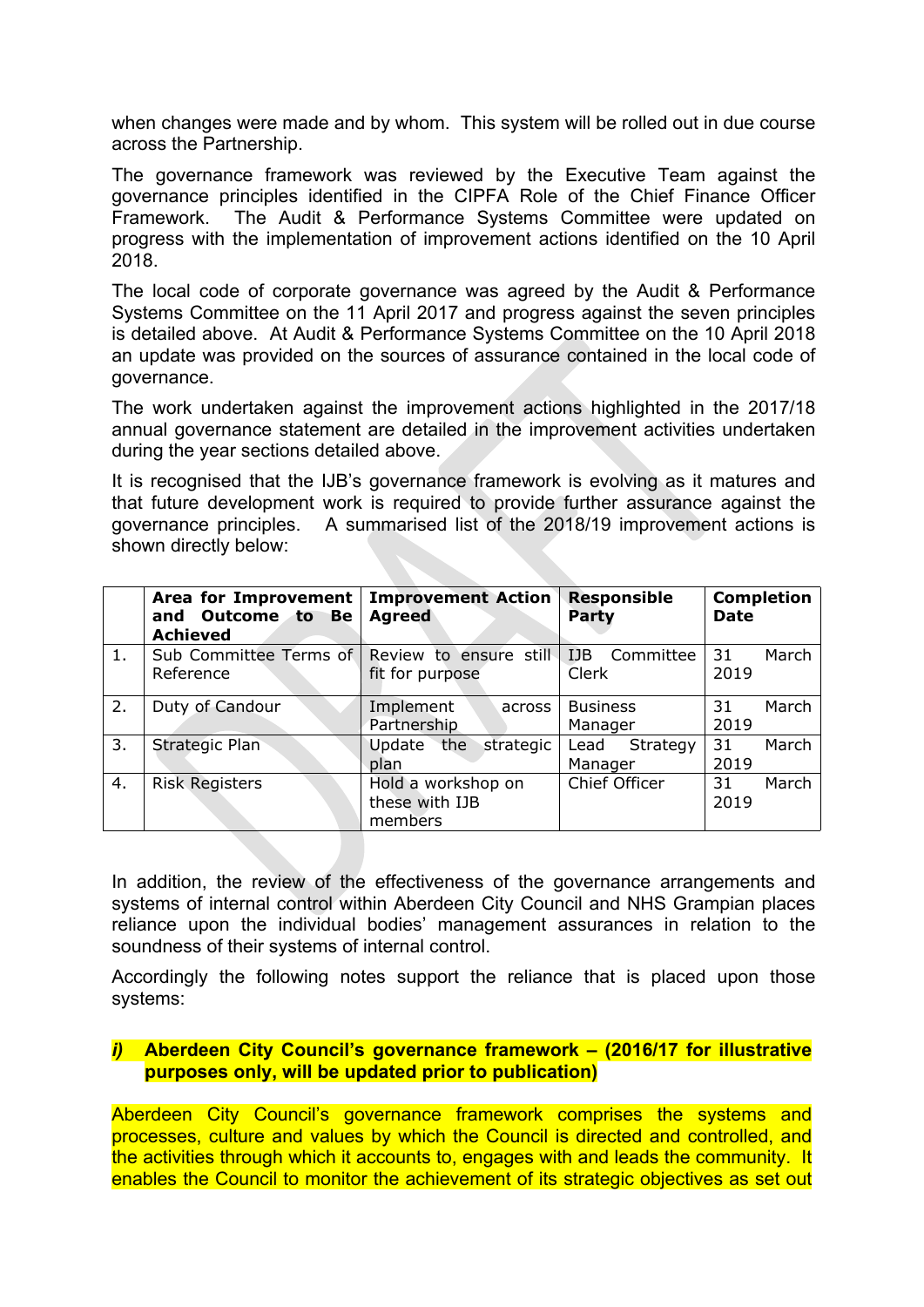when changes were made and by whom. This system will be rolled out in due course across the Partnership.

The governance framework was reviewed by the Executive Team against the governance principles identified in the CIPFA Role of the Chief Finance Officer Framework. The Audit & Performance Systems Committee were updated on progress with the implementation of improvement actions identified on the 10 April 2018.

The local code of corporate governance was agreed by the Audit & Performance Systems Committee on the 11 April 2017 and progress against the seven principles is detailed above. At Audit & Performance Systems Committee on the 10 April 2018 an update was provided on the sources of assurance contained in the local code of governance.

The work undertaken against the improvement actions highlighted in the 2017/18 annual governance statement are detailed in the improvement activities undertaken during the year sections detailed above.

It is recognised that the IJB's governance framework is evolving as it matures and that future development work is required to provide further assurance against the governance principles. A summarised list of the 2018/19 improvement actions is shown directly below:

| | **Area for Improvement and Outcome to Be Achieved** | **Improvement Action Agreed** | **Responsible Party** | **Completion Date** |
|---|---|---|---|---|
| 1. | Sub Committee Terms of Reference | Review to ensure still fit for purpose | IJB Committee Clerk | 31 March 2019 |
| 2. | Duty of Candour | Implement across Partnership | Business Manager | 31 March 2019 |
| 3. | Strategic Plan | Update the strategic plan | Lead Strategy Manager | 31 March 2019 |
| 4. | Risk Registers | Hold a workshop on these with IJB members | Chief Officer | 31 March 2019 |

In addition, the review of the effectiveness of the governance arrangements and systems of internal control within Aberdeen City Council and NHS Grampian places reliance upon the individual bodies' management assurances in relation to the soundness of their systems of internal control.

Accordingly the following notes support the reliance that is placed upon those systems:

***i)*** **Aberdeen City Council's governance framework – (2016/17 for illustrative purposes only, will be updated prior to publication)**

Aberdeen City Council's governance framework comprises the systems and processes, culture and values by which the Council is directed and controlled, and the activities through which it accounts to, engages with and leads the community. It enables the Council to monitor the achievement of its strategic objectives as set out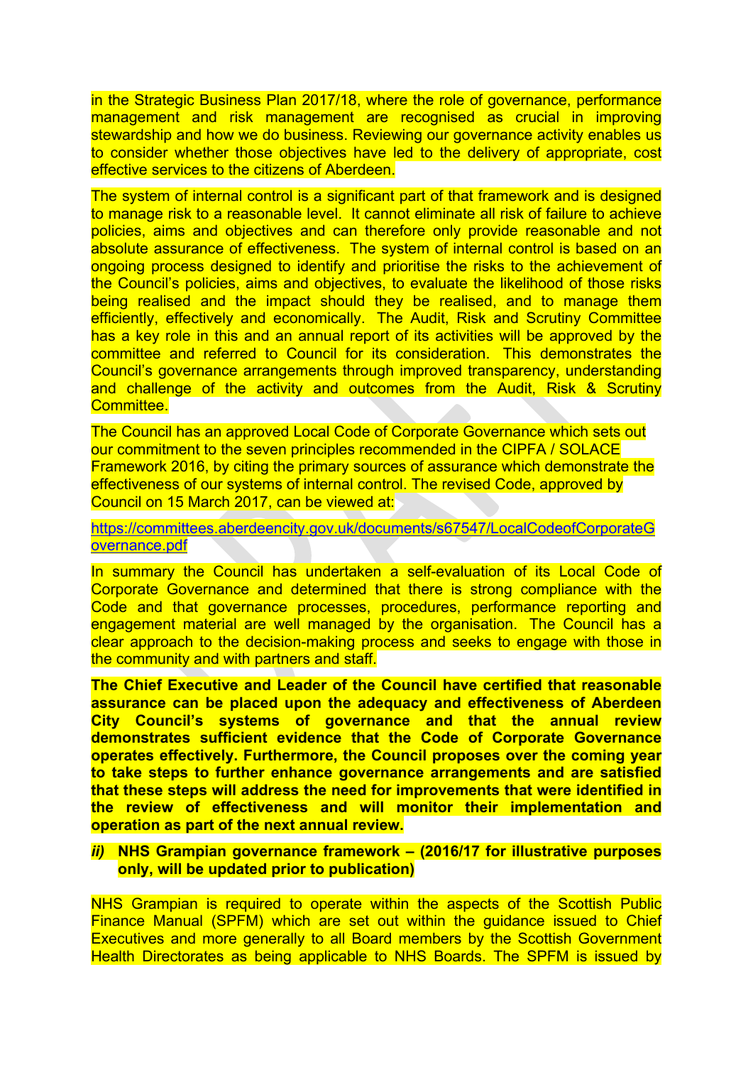in the Strategic Business Plan 2017/18, where the role of governance, performance management and risk management are recognised as crucial in improving stewardship and how we do business. Reviewing our governance activity enables us to consider whether those objectives have led to the delivery of appropriate, cost effective services to the citizens of Aberdeen.

The system of internal control is a significant part of that framework and is designed to manage risk to a reasonable level. It cannot eliminate all risk of failure to achieve policies, aims and objectives and can therefore only provide reasonable and not absolute assurance of effectiveness. The system of internal control is based on an ongoing process designed to identify and prioritise the risks to the achievement of the Council's policies, aims and objectives, to evaluate the likelihood of those risks being realised and the impact should they be realised, and to manage them efficiently, effectively and economically. The Audit, Risk and Scrutiny Committee has a key role in this and an annual report of its activities will be approved by the committee and referred to Council for its consideration. This demonstrates the Council's governance arrangements through improved transparency, understanding and challenge of the activity and outcomes from the Audit, Risk & Scrutiny Committee.

The Council has an approved Local Code of Corporate Governance which sets out our commitment to the seven principles recommended in the CIPFA / SOLACE Framework 2016, by citing the primary sources of assurance which demonstrate the effectiveness of our systems of internal control. The revised Code, approved by Council on 15 March 2017, can be viewed at:

https://committees.aberdeencity.gov.uk/documents/s67547/LocalCodeofCorporateGovernance.pdf

In summary the Council has undertaken a self-evaluation of its Local Code of Corporate Governance and determined that there is strong compliance with the Code and that governance processes, procedures, performance reporting and engagement material are well managed by the organisation. The Council has a clear approach to the decision-making process and seeks to engage with those in the community and with partners and staff.

**The Chief Executive and Leader of the Council have certified that reasonable assurance can be placed upon the adequacy and effectiveness of Aberdeen City Council's systems of governance and that the annual review demonstrates sufficient evidence that the Code of Corporate Governance operates effectively. Furthermore, the Council proposes over the coming year to take steps to further enhance governance arrangements and are satisfied that these steps will address the need for improvements that were identified in the review of effectiveness and will monitor their implementation and operation as part of the next annual review.**

***ii)*** **NHS Grampian governance framework – (2016/17 for illustrative purposes only, will be updated prior to publication)**

NHS Grampian is required to operate within the aspects of the Scottish Public Finance Manual (SPFM) which are set out within the guidance issued to Chief Executives and more generally to all Board members by the Scottish Government Health Directorates as being applicable to NHS Boards. The SPFM is issued by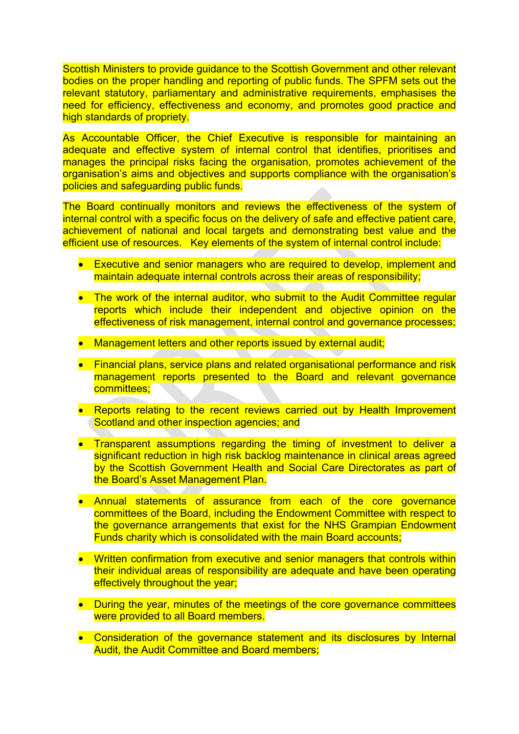Scottish Ministers to provide guidance to the Scottish Government and other relevant bodies on the proper handling and reporting of public funds. The SPFM sets out the relevant statutory, parliamentary and administrative requirements, emphasises the need for efficiency, effectiveness and economy, and promotes good practice and high standards of propriety.

As Accountable Officer, the Chief Executive is responsible for maintaining an adequate and effective system of internal control that identifies, prioritises and manages the principal risks facing the organisation, promotes achievement of the organisation's aims and objectives and supports compliance with the organisation's policies and safeguarding public funds.

The Board continually monitors and reviews the effectiveness of the system of internal control with a specific focus on the delivery of safe and effective patient care, achievement of national and local targets and demonstrating best value and the efficient use of resources. Key elements of the system of internal control include:

- Executive and senior managers who are required to develop, implement and maintain adequate internal controls across their areas of responsibility;
- The work of the internal auditor, who submit to the Audit Committee regular reports which include their independent and objective opinion on the effectiveness of risk management, internal control and governance processes;
- Management letters and other reports issued by external audit;
- Financial plans, service plans and related organisational performance and risk management reports presented to the Board and relevant governance committees;
- Reports relating to the recent reviews carried out by Health Improvement Scotland and other inspection agencies; and
- Transparent assumptions regarding the timing of investment to deliver a significant reduction in high risk backlog maintenance in clinical areas agreed by the Scottish Government Health and Social Care Directorates as part of the Board's Asset Management Plan.
- Annual statements of assurance from each of the core governance committees of the Board, including the Endowment Committee with respect to the governance arrangements that exist for the NHS Grampian Endowment Funds charity which is consolidated with the main Board accounts;
- Written confirmation from executive and senior managers that controls within their individual areas of responsibility are adequate and have been operating effectively throughout the year;
- During the year, minutes of the meetings of the core governance committees were provided to all Board members.
- Consideration of the governance statement and its disclosures by Internal Audit, the Audit Committee and Board members;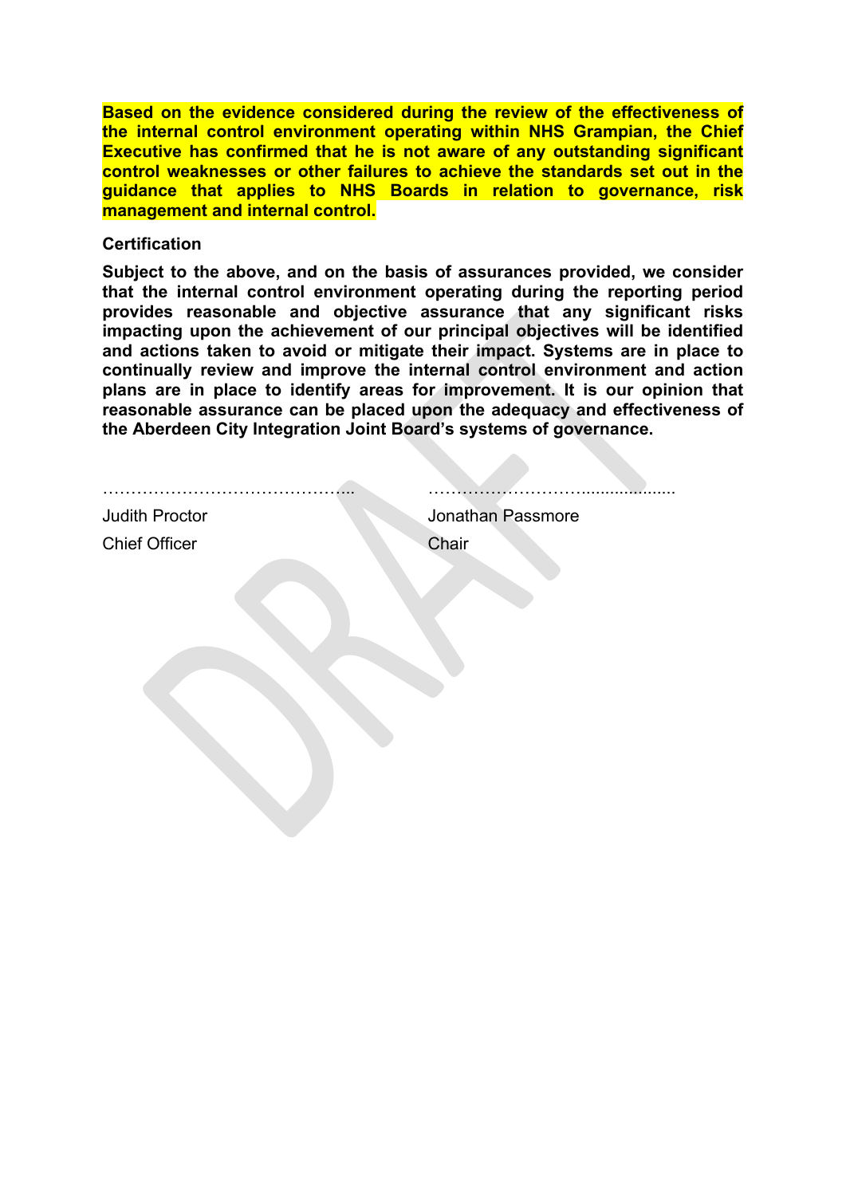**Based on the evidence considered during the review of the effectiveness of the internal control environment operating within NHS Grampian, the Chief Executive has confirmed that he is not aware of any outstanding significant control weaknesses or other failures to achieve the standards set out in the guidance that applies to NHS Boards in relation to governance, risk management and internal control.**

**Certification**

**Subject to the above, and on the basis of assurances provided, we consider that the internal control environment operating during the reporting period provides reasonable and objective assurance that any significant risks impacting upon the achievement of our principal objectives will be identified and actions taken to avoid or mitigate their impact. Systems are in place to continually review and improve the internal control environment and action plans are in place to identify areas for improvement. It is our opinion that reasonable assurance can be placed upon the adequacy and effectiveness of the Aberdeen City Integration Joint Board's systems of governance.**

……………………………………..

Judith Proctor

Chief Officer

………………………....................

Jonathan Passmore

Chair